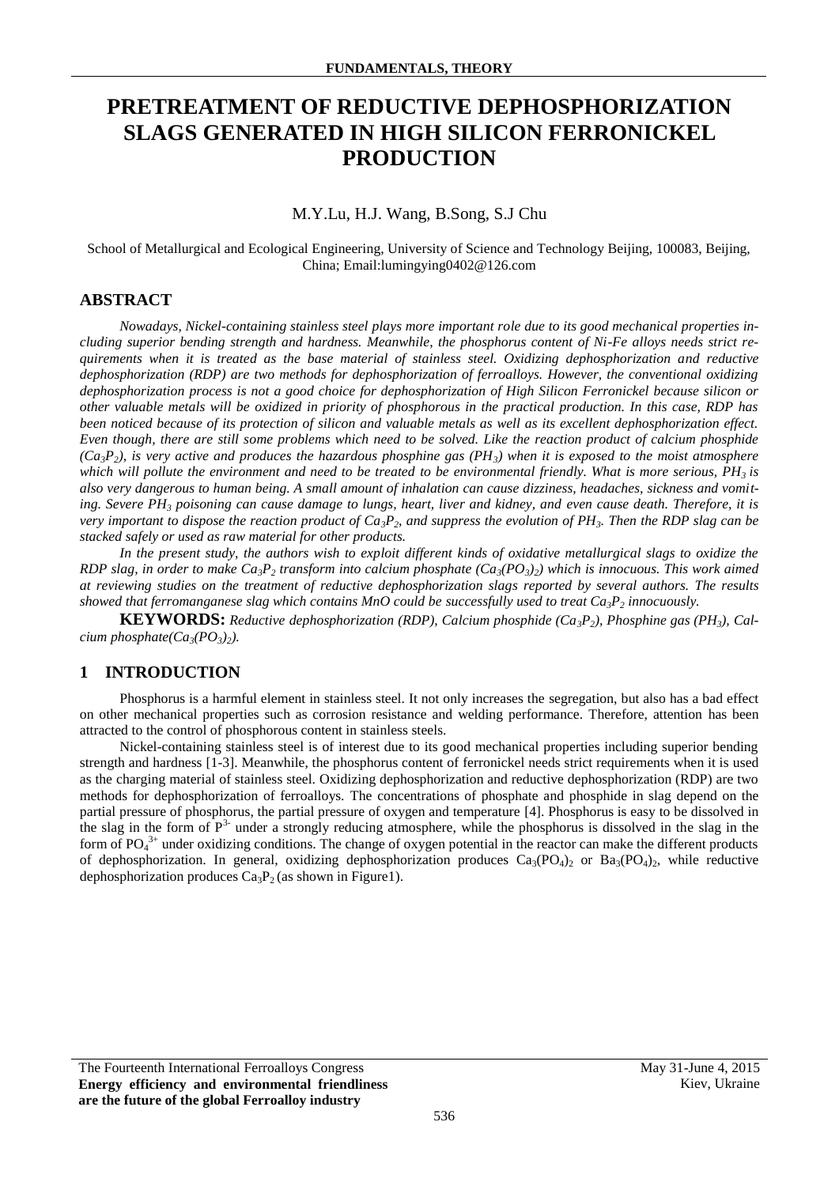# PRETREATMENT OF REDUCTIVE DEPHOSPHORIZATION SLAGS GENERATED IN HIGH SILICON FERRONICKEL PRODUCTION

M.Y.Lu, H.J. Wang, B.Song, S.J Chu

School of Metallurgical and Ecological Engineering, University of Science and Technology Beijing, 100083, Beijing, China; Email:lumingying0402@126.com

## ABSTRACT

*Nowadays, Nickel-containing stainless steel plays more important role due to its good mechanical properties including superior bending strength and hardness. Meanwhile, the phosphorus content of Ni-Fe alloys needs strict requirements when it is treated as the base material of stainless steel. Oxidizing dephosphorization and reductive dephosphorization (RDP) are two methods for dephosphorization of ferroalloys. However, the conventional oxidizing dephosphorization process is not a good choice for dephosphorization of High Silicon Ferronickel because silicon or other valuable metals will be oxidized in priority of phosphorous in the practical production. In this case, RDP has been noticed because of its protection of silicon and valuable metals as well as its excellent dephosphorization effect. Even though, there are still some problems which need to be solved. Like the reaction product of calcium phosphide ($Ca_3P_2$), is very active and produces the hazardous phosphine gas ($PH_3$) when it is exposed to the moist atmosphere which will pollute the environment and need to be treated to be environmental friendly. What is more serious, $PH_3$ is also very dangerous to human being. A small amount of inhalation can cause dizziness, headaches, sickness and vomiting. Severe $PH_3$ poisoning can cause damage to lungs, heart, liver and kidney, and even cause death. Therefore, it is very important to dispose the reaction product of $Ca_3P_2$, and suppress the evolution of $PH_3$. Then the RDP slag can be stacked safely or used as raw material for other products.*

*In the present study, the authors wish to exploit different kinds of oxidative metallurgical slags to oxidize the RDP slag, in order to make $Ca_3P_2$ transform into calcium phosphate ($Ca_3(PO_3)_2$) which is innocuous. This work aimed at reviewing studies on the treatment of reductive dephosphorization slags reported by several authors. The results showed that ferromanganese slag which contains MnO could be successfully used to treat $Ca_3P_2$ innocuously.*

**KEYWORDS:** *Reductive dephosphorization (RDP), Calcium phosphide ($Ca_3P_2$), Phosphine gas ($PH_3$), Calcium phosphate($Ca_3(PO_3)_2$).*

## 1 INTRODUCTION

Phosphorus is a harmful element in stainless steel. It not only increases the segregation, but also has a bad effect on other mechanical properties such as corrosion resistance and welding performance. Therefore, attention has been attracted to the control of phosphorous content in stainless steels.

Nickel-containing stainless steel is of interest due to its good mechanical properties including superior bending strength and hardness [1-3]. Meanwhile, the phosphorus content of ferronickel needs strict requirements when it is used as the charging material of stainless steel. Oxidizing dephosphorization and reductive dephosphorization (RDP) are two methods for dephosphorization of ferroalloys. The concentrations of phosphate and phosphide in slag depend on the partial pressure of phosphorus, the partial pressure of oxygen and temperature [4]. Phosphorus is easy to be dissolved in the slag in the form of $P^{3-}$ under a strongly reducing atmosphere, while the phosphorus is dissolved in the slag in the form of $PO_4^{3+}$ under oxidizing conditions. The change of oxygen potential in the reactor can make the different products of dephosphorization. In general, oxidizing dephosphorization produces $Ca_3(PO_4)_2$ or $Ba_3(PO_4)_2$, while reductive dephosphorization produces $Ca_3P_2$ (as shown in Figure1).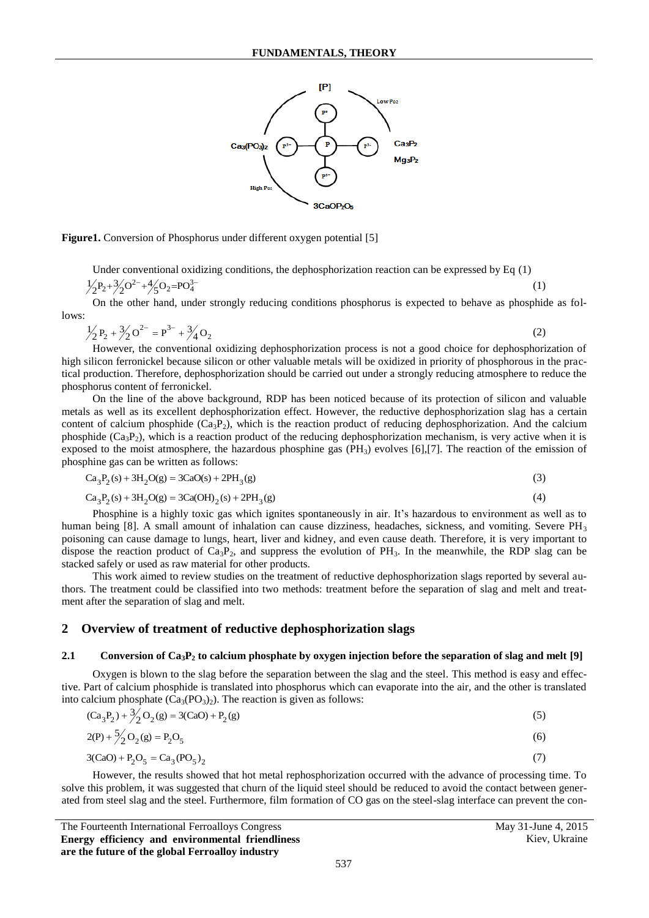**Figure1.** Conversion of Phosphorus under different oxygen potential [5]

Under conventional oxidizing conditions, the dephosphorization reaction can be expressed by Eq (1)

$$\tfrac{1}{2}P_2+\tfrac{3}{2}O^{2-}+\tfrac{4}{5}O_2=PO_4^{3-} \quad (1)$$

On the other hand, under strongly reducing conditions phosphorus is expected to behave as phosphide as follows:

$$\tfrac{1}{2}P_2+\tfrac{3}{2}O^{2-}=P^{3-}+\tfrac{3}{4}O_2 \quad (2)$$

However, the conventional oxidizing dephosphorization process is not a good choice for dephosphorization of high silicon ferronickel because silicon or other valuable metals will be oxidized in priority of phosphorous in the practical production. Therefore, dephosphorization should be carried out under a strongly reducing atmosphere to reduce the phosphorus content of ferronickel.

On the line of the above background, RDP has been noticed because of its protection of silicon and valuable metals as well as its excellent dephosphorization effect. However, the reductive dephosphorization slag has a certain content of calcium phosphide ($Ca_3P_2$), which is the reaction product of reducing dephosphorization. And the calcium phosphide ($Ca_3P_2$), which is a reaction product of the reducing dephosphorization mechanism, is very active when it is exposed to the moist atmosphere, the hazardous phosphine gas ($PH_3$) evolves [6],[7]. The reaction of the emission of phosphine gas can be written as follows:

$$Ca_3P_2(s)+3H_2O(g)=3CaO(s)+2PH_3(g) \quad (3)$$

$$Ca_3P_2(s)+3H_2O(g)=3Ca(OH)_2(s)+2PH_3(g) \quad (4)$$

Phosphine is a highly toxic gas which ignites spontaneously in air. It's hazardous to environment as well as to human being [8]. A small amount of inhalation can cause dizziness, headaches, sickness, and vomiting. Severe $PH_3$ poisoning can cause damage to lungs, heart, liver and kidney, and even cause death. Therefore, it is very important to dispose the reaction product of $Ca_3P_2$, and suppress the evolution of $PH_3$. In the meanwhile, the RDP slag can be stacked safely or used as raw material for other products.

This work aimed to review studies on the treatment of reductive dephosphorization slags reported by several authors. The treatment could be classified into two methods: treatment before the separation of slag and melt and treatment after the separation of slag and melt.

## 2 Overview of treatment of reductive dephosphorization slags

### 2.1 Conversion of $Ca_3P_2$ to calcium phosphate by oxygen injection before the separation of slag and melt [9]

Oxygen is blown to the slag before the separation between the slag and the steel. This method is easy and effective. Part of calcium phosphide is translated into phosphorus which can evaporate into the air, and the other is translated into calcium phosphate ($Ca_3(PO_3)_2$). The reaction is given as follows:

$$(Ca_3P_2)+\tfrac{3}{2}O_2(g)=3(CaO)+P_2(g) \quad (5)$$

$$2(P)+\tfrac{5}{2}O_2(g)=P_2O_5 \quad (6)$$

$$3(CaO)+P_2O_5=Ca_3(PO_5)_2 \quad (7)$$

However, the results showed that hot metal rephosphorization occurred with the advance of processing time. To solve this problem, it was suggested that churn of the liquid steel should be reduced to avoid the contact between generated from steel slag and the steel. Furthermore, film formation of CO gas on the steel-slag interface can prevent the con-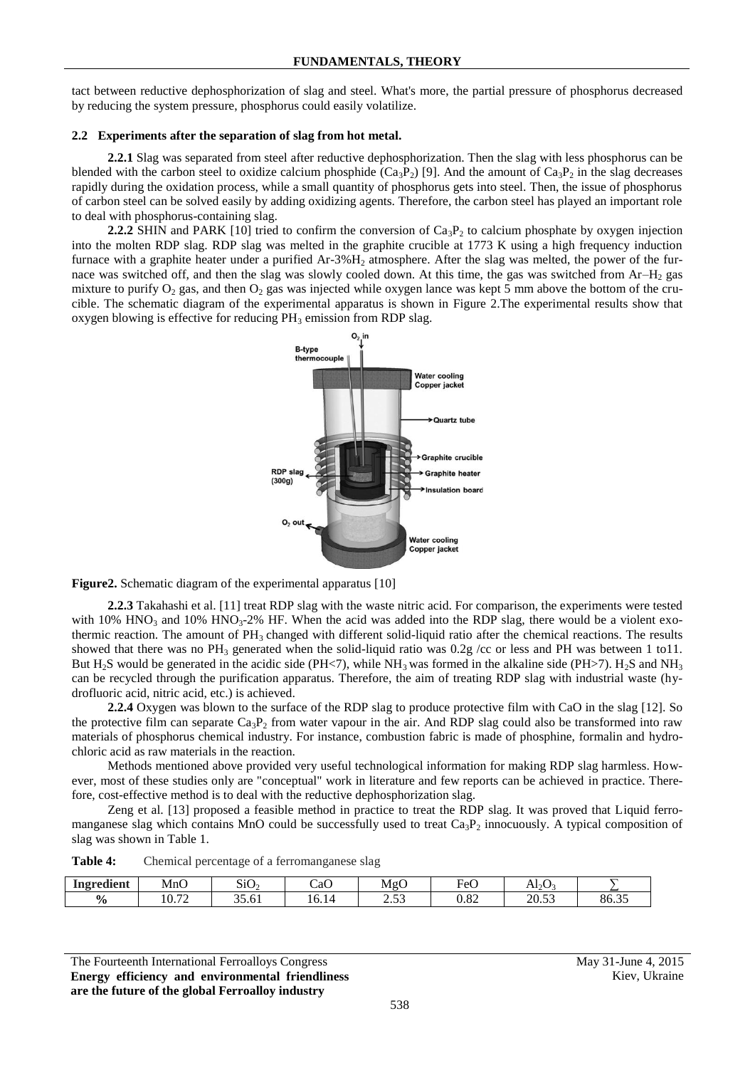tact between reductive dephosphorization of slag and steel. What's more, the partial pressure of phosphorus decreased by reducing the system pressure, phosphorus could easily volatilize.

### 2.2 Experiments after the separation of slag from hot metal.

**2.2.1** Slag was separated from steel after reductive dephosphorization. Then the slag with less phosphorus can be blended with the carbon steel to oxidize calcium phosphide ($Ca_3P_2$) [9]. And the amount of $Ca_3P_2$ in the slag decreases rapidly during the oxidation process, while a small quantity of phosphorus gets into steel. Then, the issue of phosphorus of carbon steel can be solved easily by adding oxidizing agents. Therefore, the carbon steel has played an important role to deal with phosphorus-containing slag.

**2.2.2** SHIN and PARK [10] tried to confirm the conversion of $Ca_3P_2$ to calcium phosphate by oxygen injection into the molten RDP slag. RDP slag was melted in the graphite crucible at 1773 K using a high frequency induction furnace with a graphite heater under a purified Ar-3%$H_2$ atmosphere. After the slag was melted, the power of the furnace was switched off, and then the slag was slowly cooled down. At this time, the gas was switched from Ar–$H_2$ gas mixture to purify $O_2$ gas, and then $O_2$ gas was injected while oxygen lance was kept 5 mm above the bottom of the crucible. The schematic diagram of the experimental apparatus is shown in Figure 2.The experimental results show that oxygen blowing is effective for reducing $PH_3$ emission from RDP slag.

**Figure2.** Schematic diagram of the experimental apparatus [10]

**2.2.3** Takahashi et al. [11] treat RDP slag with the waste nitric acid. For comparison, the experiments were tested with 10% $HNO_3$ and 10% $HNO_3$-2% HF. When the acid was added into the RDP slag, there would be a violent exothermic reaction. The amount of $PH_3$ changed with different solid-liquid ratio after the chemical reactions. The results showed that there was no $PH_3$ generated when the solid-liquid ratio was 0.2g /cc or less and PH was between 1 to11. But $H_2S$ would be generated in the acidic side (PH<7), while $NH_3$ was formed in the alkaline side (PH>7). $H_2S$ and $NH_3$ can be recycled through the purification apparatus. Therefore, the aim of treating RDP slag with industrial waste (hydrofluoric acid, nitric acid, etc.) is achieved.

**2.2.4** Oxygen was blown to the surface of the RDP slag to produce protective film with CaO in the slag [12]. So the protective film can separate $Ca_3P_2$ from water vapour in the air. And RDP slag could also be transformed into raw materials of phosphorus chemical industry. For instance, combustion fabric is made of phosphine, formalin and hydrochloric acid as raw materials in the reaction.

Methods mentioned above provided very useful technological information for making RDP slag harmless. However, most of these studies only are "conceptual" work in literature and few reports can be achieved in practice. Therefore, cost-effective method is to deal with the reductive dephosphorization slag.

Zeng et al. [13] proposed a feasible method in practice to treat the RDP slag. It was proved that Liquid ferromanganese slag which contains MnO could be successfully used to treat $Ca_3P_2$ innocuously. A typical composition of slag was shown in Table 1.

**Table 4:** Chemical percentage of a ferromanganese slag

| Ingredient | MnO | $SiO_2$ | CaO | MgO | FeO | $Al_2O_3$ | $\sum$ |
|---|---|---|---|---|---|---|---|
| % | 10.72 | 35.61 | 16.14 | 2.53 | 0.82 | 20.53 | 86.35 |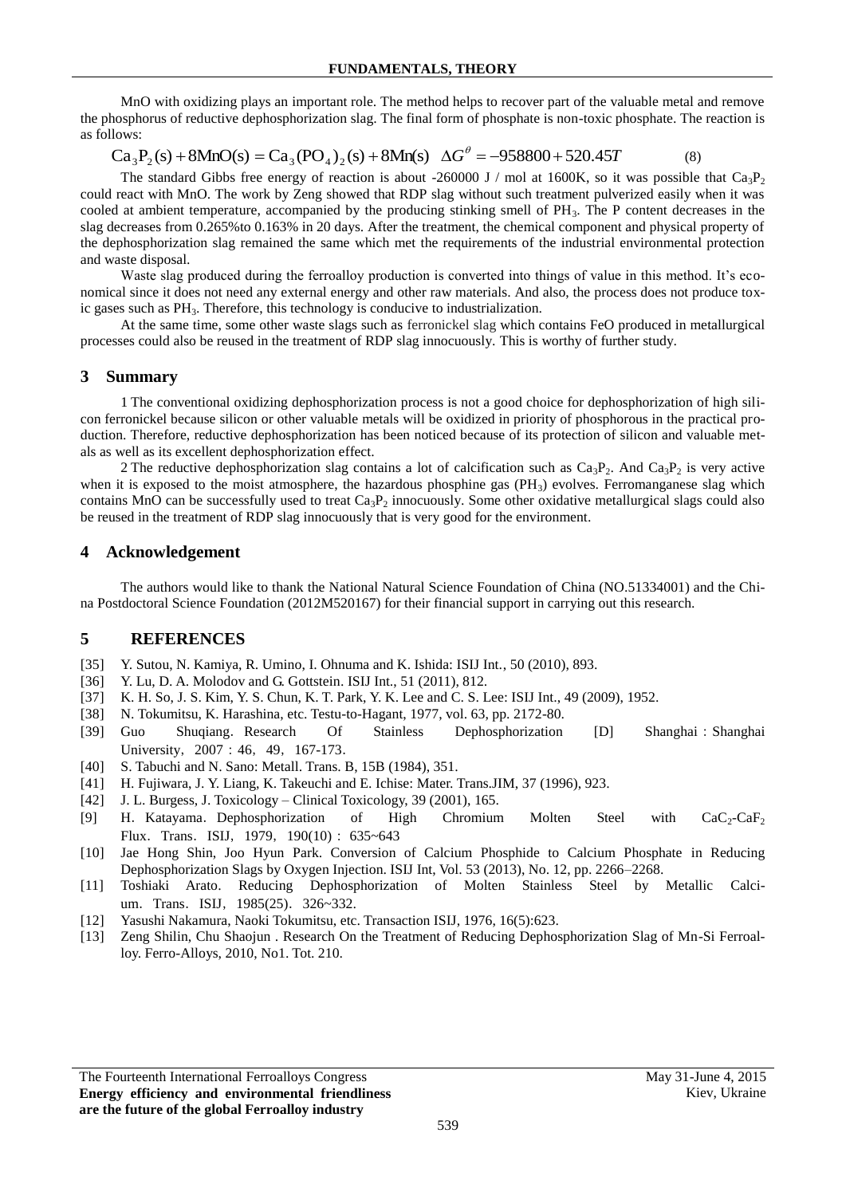MnO with oxidizing plays an important role. The method helps to recover part of the valuable metal and remove the phosphorus of reductive dephosphorization slag. The final form of phosphate is non-toxic phosphate. The reaction is as follows:

$$Ca_3P_2(s) + 8MnO(s) = Ca_3(PO_4)_2(s) + 8Mn(s) \quad \Delta G^{\theta} = -958800 + 520.45T \qquad (8)$$

The standard Gibbs free energy of reaction is about -260000 J / mol at 1600K, so it was possible that $Ca_3P_2$ could react with MnO. The work by Zeng showed that RDP slag without such treatment pulverized easily when it was cooled at ambient temperature, accompanied by the producing stinking smell of $PH_3$. The P content decreases in the slag decreases from 0.265%to 0.163% in 20 days. After the treatment, the chemical component and physical property of the dephosphorization slag remained the same which met the requirements of the industrial environmental protection and waste disposal.

Waste slag produced during the ferroalloy production is converted into things of value in this method. It's economical since it does not need any external energy and other raw materials. And also, the process does not produce toxic gases such as $PH_3$. Therefore, this technology is conducive to industrialization.

At the same time, some other waste slags such as ferronickel slag which contains FeO produced in metallurgical processes could also be reused in the treatment of RDP slag innocuously. This is worthy of further study.

## 3 Summary

1 The conventional oxidizing dephosphorization process is not a good choice for dephosphorization of high silicon ferronickel because silicon or other valuable metals will be oxidized in priority of phosphorous in the practical production. Therefore, reductive dephosphorization has been noticed because of its protection of silicon and valuable metals as well as its excellent dephosphorization effect.

2 The reductive dephosphorization slag contains a lot of calcification such as $Ca_3P_2$. And $Ca_3P_2$ is very active when it is exposed to the moist atmosphere, the hazardous phosphine gas ($PH_3$) evolves. Ferromanganese slag which contains MnO can be successfully used to treat $Ca_3P_2$ innocuously. Some other oxidative metallurgical slags could also be reused in the treatment of RDP slag innocuously that is very good for the environment.

## 4 Acknowledgement

The authors would like to thank the National Natural Science Foundation of China (NO.51334001) and the China Postdoctoral Science Foundation (2012M520167) for their financial support in carrying out this research.

## 5 REFERENCES

[35] Y. Sutou, N. Kamiya, R. Umino, I. Ohnuma and K. Ishida: ISIJ Int., 50 (2010), 893.

[36] Y. Lu, D. A. Molodov and G. Gottstein. ISIJ Int., 51 (2011), 812.

[37] K. H. So, J. S. Kim, Y. S. Chun, K. T. Park, Y. K. Lee and C. S. Lee: ISIJ Int., 49 (2009), 1952.

[38] N. Tokumitsu, K. Harashina, etc. Testu-to-Hagant, 1977, vol. 63, pp. 2172-80.

[39] Guo Shuqiang. Research Of Stainless Dephosphorization [D] Shanghai：Shanghai University, 2007：46, 49, 167-173.

[40] S. Tabuchi and N. Sano: Metall. Trans. B, 15B (1984), 351.

[41] H. Fujiwara, J. Y. Liang, K. Takeuchi and E. Ichise: Mater. Trans.JIM, 37 (1996), 923.

[42] J. L. Burgess, J. Toxicology – Clinical Toxicology, 39 (2001), 165.

[9] H. Katayama. Dephosphorization of High Chromium Molten Steel with $CaC_2$-$CaF_2$ Flux. Trans. ISIJ, 1979, 190(10)：635~643

[10] Jae Hong Shin, Joo Hyun Park. Conversion of Calcium Phosphide to Calcium Phosphate in Reducing Dephosphorization Slags by Oxygen Injection. ISIJ Int, Vol. 53 (2013), No. 12, pp. 2266–2268.

[11] Toshiaki Arato. Reducing Dephosphorization of Molten Stainless Steel by Metallic Calcium. Trans. ISIJ, 1985(25). 326~332.

[12] Yasushi Nakamura, Naoki Tokumitsu, etc. Transaction ISIJ, 1976, 16(5):623.

[13] Zeng Shilin, Chu Shaojun . Research On the Treatment of Reducing Dephosphorization Slag of Mn-Si Ferroalloy. Ferro-Alloys, 2010, No1. Tot. 210.